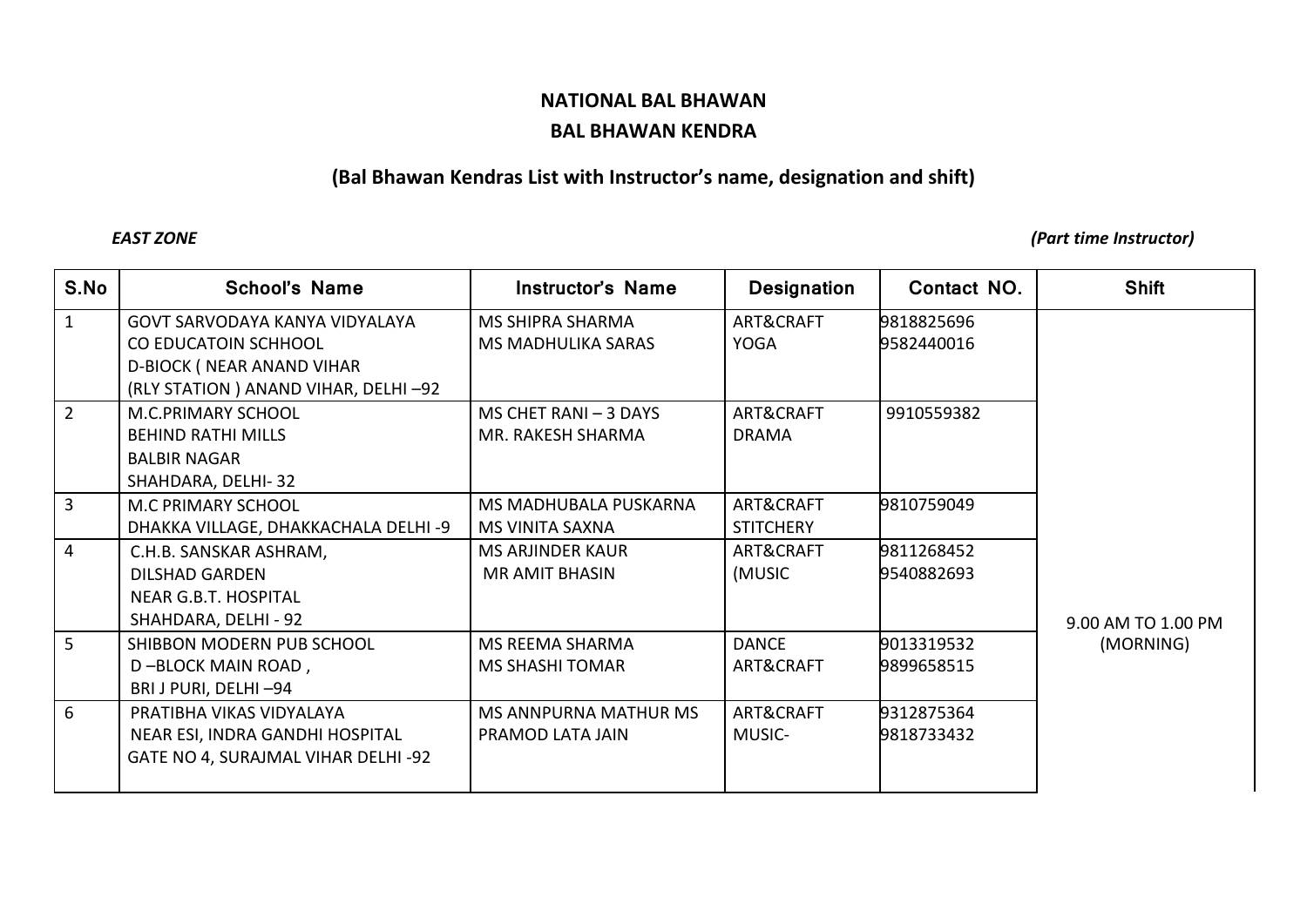**NATIONAL BAL BHAWAN**

**BAL BHAWAN KENDRA**

**(Bal Bhawan Kendras List with Instructor's name, designation and shift)**

***EAST ZONE*** ***(Part time Instructor)***

| S.No | School's Name | Instructor's Name | Designation | Contact NO. | Shift |
|---|---|---|---|---|---|
| 1 | GOVT SARVODAYA KANYA VIDYALAYA CO EDUCATOIN SCHHOOL D-BIOCK ( NEAR ANAND VIHAR (RLY STATION ) ANAND VIHAR, DELHI –92 | MS SHIPRA SHARMA<br>MS MADHULIKA SARAS | ART&CRAFT<br>YOGA | 9818825696<br>9582440016 | 9.00 AM TO 1.00 PM (MORNING) |
| 2 | M.C.PRIMARY SCHOOL BEHIND RATHI MILLS BALBIR NAGAR SHAHDARA, DELHI- 32 | MS CHET RANI – 3 DAYS<br>MR. RAKESH SHARMA | ART&CRAFT<br>DRAMA | 9910559382 | |
| 3 | M.C PRIMARY SCHOOL DHAKKA VILLAGE, DHAKKACHALA DELHI -9 | MS MADHUBALA PUSKARNA<br>MS VINITA SAXNA | ART&CRAFT<br>STITCHERY | 9810759049 | |
| 4 | C.H.B. SANSKAR ASHRAM, DILSHAD GARDEN NEAR G.B.T. HOSPITAL SHAHDARA, DELHI - 92 | MS ARJINDER KAUR<br>MR AMIT BHASIN | ART&CRAFT<br>(MUSIC | 9811268452<br>9540882693 | |
| 5 | SHIBBON MODERN PUB SCHOOL D –BLOCK MAIN ROAD , BRI J PURI, DELHI –94 | MS REEMA SHARMA<br>MS SHASHI TOMAR | DANCE<br>ART&CRAFT | 9013319532<br>9899658515 | |
| 6 | PRATIBHA VIKAS VIDYALAYA NEAR ESI, INDRA GANDHI HOSPITAL GATE NO 4, SURAJMAL VIHAR DELHI -92 | MS ANNPURNA MATHUR MS PRAMOD LATA JAIN | ART&CRAFT<br>MUSIC- | 9312875364<br>9818733432 | |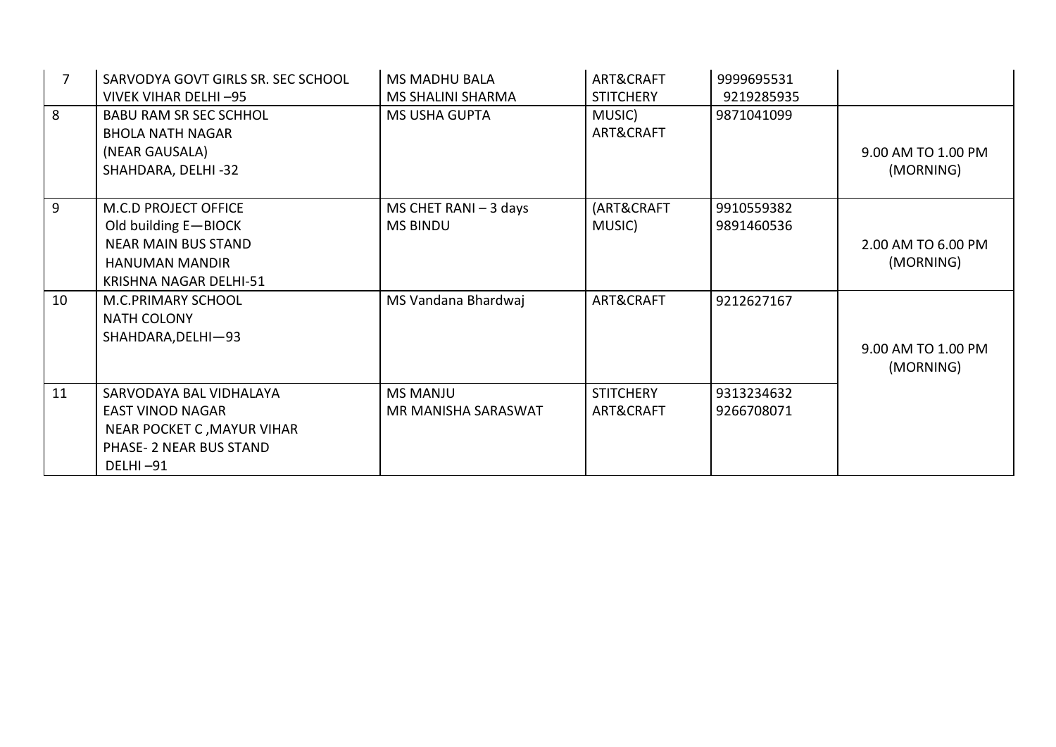| 7 | SARVODYA GOVT GIRLS SR. SEC SCHOOL VIVEK VIHAR DELHI –95 | MS MADHU BALA<br>MS SHALINI SHARMA | ART&CRAFT<br>STITCHERY | 9999695531<br>9219285935 | |
|---|---|---|---|---|---|
| 8 | BABU RAM SR SEC SCHHOL<br>BHOLA NATH NAGAR<br>(NEAR GAUSALA)<br>SHAHDARA, DELHI -32 | MS USHA GUPTA | MUSIC)<br>ART&CRAFT | 9871041099 | 9.00 AM TO 1.00 PM (MORNING) |
| 9 | M.C.D PROJECT OFFICE<br>Old building E—BIOCK<br>NEAR MAIN BUS STAND<br>HANUMAN MANDIR<br>KRISHNA NAGAR DELHI-51 | MS CHET RANI – 3 days<br>MS BINDU | (ART&CRAFT<br>MUSIC) | 9910559382<br>9891460536 | 2.00 AM TO 6.00 PM (MORNING) |
| 10 | M.C.PRIMARY SCHOOL<br>NATH COLONY<br>SHAHDARA,DELHI—93 | MS Vandana Bhardwaj | ART&CRAFT | 9212627167 | 9.00 AM TO 1.00 PM (MORNING) |
| 11 | SARVODAYA BAL VIDHALAYA<br>EAST VINOD NAGAR<br>NEAR POCKET C ,MAYUR VIHAR<br>PHASE- 2 NEAR BUS STAND<br>DELHI –91 | MS MANJU<br>MR MANISHA SARASWAT | STITCHERY<br>ART&CRAFT | 9313234632<br>9266708071 | |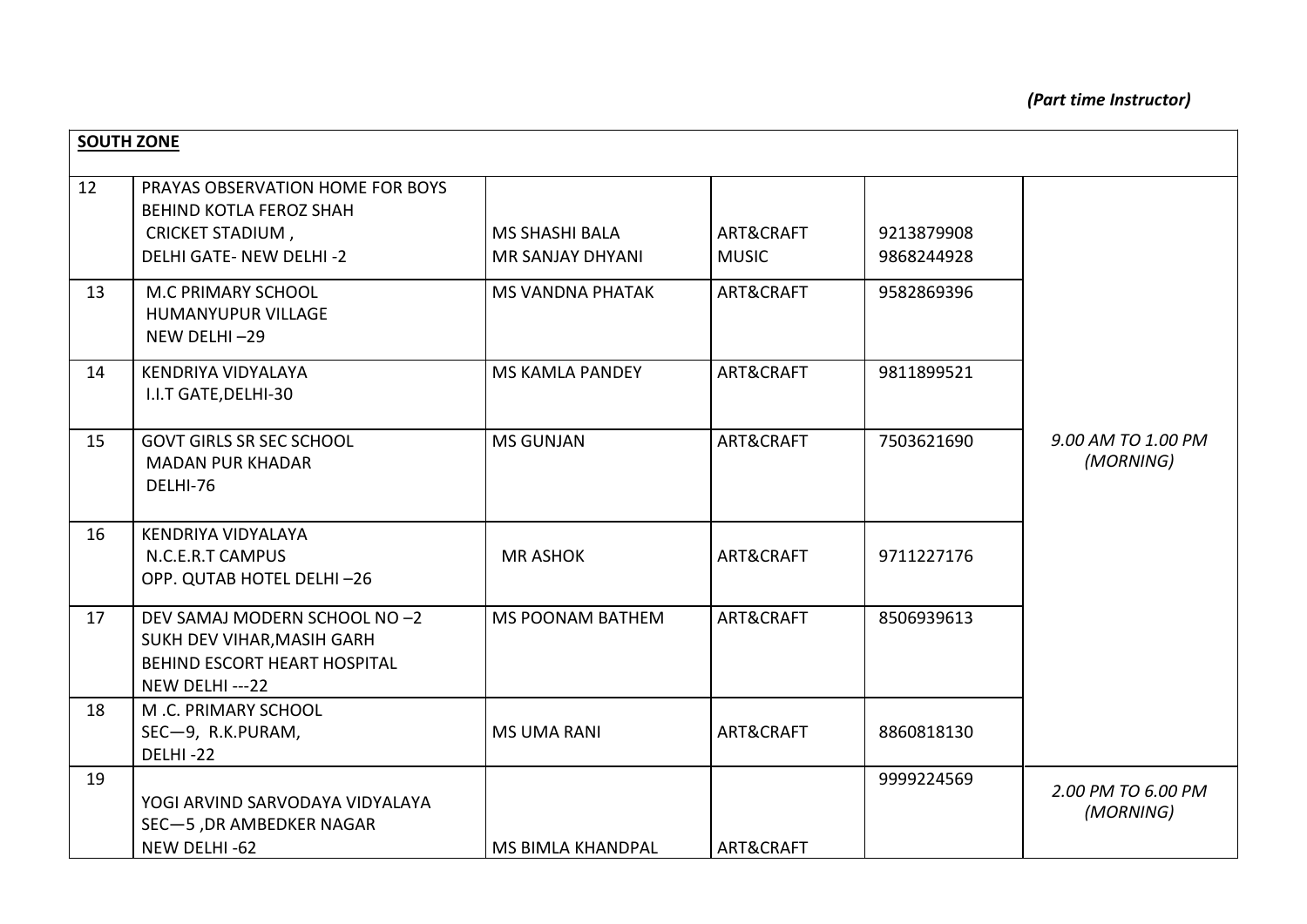*(Part time Instructor)*

| **SOUTH ZONE** | | | | | |
|---|---|---|---|---|---|
| 12 | PRAYAS OBSERVATION HOME FOR BOYS BEHIND KOTLA FEROZ SHAH CRICKET STADIUM , DELHI GATE- NEW DELHI -2 | MS SHASHI BALA<br>MR SANJAY DHYANI | ART&CRAFT<br>MUSIC | 9213879908<br>9868244928 | *9.00 AM TO 1.00 PM (MORNING)* |
| 13 | M.C PRIMARY SCHOOL HUMANYUPUR VILLAGE NEW DELHI –29 | MS VANDNA PHATAK | ART&CRAFT | 9582869396 | |
| 14 | KENDRIYA VIDYALAYA I.I.T GATE,DELHI-30 | MS KAMLA PANDEY | ART&CRAFT | 9811899521 | |
| 15 | GOVT GIRLS SR SEC SCHOOL MADAN PUR KHADAR DELHI-76 | MS GUNJAN | ART&CRAFT | 7503621690 | |
| 16 | KENDRIYA VIDYALAYA N.C.E.R.T CAMPUS OPP. QUTAB HOTEL DELHI –26 | MR ASHOK | ART&CRAFT | 9711227176 | |
| 17 | DEV SAMAJ MODERN SCHOOL NO –2 SUKH DEV VIHAR,MASIH GARH BEHIND ESCORT HEART HOSPITAL NEW DELHI ---22 | MS POONAM BATHEM | ART&CRAFT | 8506939613 | |
| 18 | M .C. PRIMARY SCHOOL SEC—9, R.K.PURAM, DELHI -22 | MS UMA RANI | ART&CRAFT | 8860818130 | |
| 19 | YOGI ARVIND SARVODAYA VIDYALAYA SEC—5 ,DR AMBEDKER NAGAR NEW DELHI -62 | MS BIMLA KHANDPAL | ART&CRAFT | 9999224569 | *2.00 PM TO 6.00 PM (MORNING)* |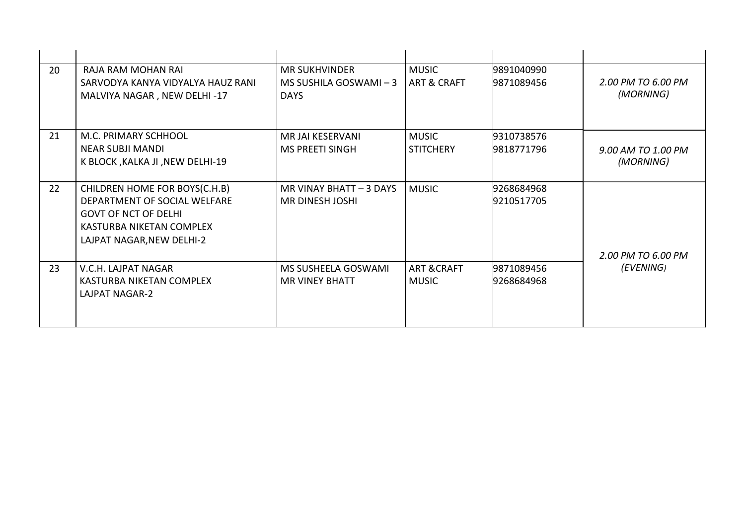| | | | | | |
|---|---|---|---|---|---|
| 20 | RAJA RAM MOHAN RAI<br>SARVODYA KANYA VIDYALYA HAUZ RANI<br>MALVIYA NAGAR , NEW DELHI -17 | MR SUKHVINDER<br>MS SUSHILA GOSWAMI – 3 DAYS | MUSIC<br>ART & CRAFT | 9891040990<br>9871089456 | *2.00 PM TO 6.00 PM (MORNING)* |
| 21 | M.C. PRIMARY SCHHOOL<br>NEAR SUBJI MANDI<br>K BLOCK ,KALKA JI ,NEW DELHI-19 | MR JAI KESERVANI<br>MS PREETI SINGH | MUSIC<br>STITCHERY | 9310738576<br>9818771796 | *9.00 AM TO 1.00 PM (MORNING)* |
| 22 | CHILDREN HOME FOR BOYS(C.H.B)<br>DEPARTMENT OF SOCIAL WELFARE<br>GOVT OF NCT OF DELHI<br>KASTURBA NIKETAN COMPLEX<br>LAJPAT NAGAR,NEW DELHI-2 | MR VINAY BHATT – 3 DAYS<br>MR DINESH JOSHI | MUSIC | 9268684968<br>9210517705 | *2.00 PM TO 6.00 PM (EVENING)* |
| 23 | V.C.H. LAJPAT NAGAR<br>KASTURBA NIKETAN COMPLEX<br>LAJPAT NAGAR-2 | MS SUSHEELA GOSWAMI<br>MR VINEY BHATT | ART &CRAFT<br>MUSIC | 9871089456<br>9268684968 | |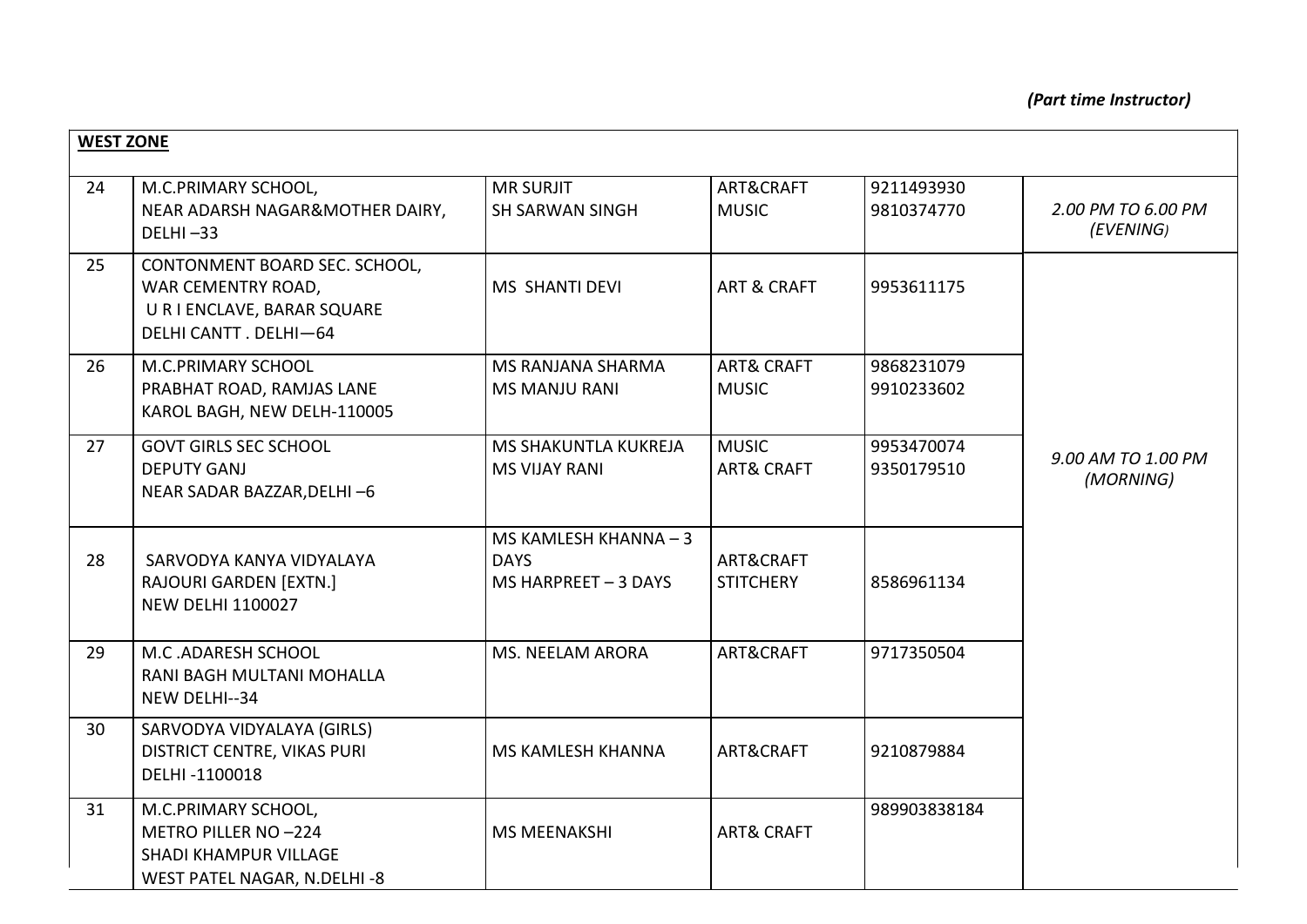*(Part time Instructor)*

| **WEST ZONE** | | | | | |
|---|---|---|---|---|---|
| 24 | M.C.PRIMARY SCHOOL, NEAR ADARSH NAGAR&MOTHER DAIRY, DELHI –33 | MR SURJIT<br>SH SARWAN SINGH | ART&CRAFT<br>MUSIC | 9211493930<br>9810374770 | *2.00 PM TO 6.00 PM (EVENING)* |
| 25 | CONTONMENT BOARD SEC. SCHOOL, WAR CEMENTRY ROAD, U R I ENCLAVE, BARAR SQUARE DELHI CANTT . DELHI—64 | MS SHANTI DEVI | ART & CRAFT | 9953611175 | *9.00 AM TO 1.00 PM (MORNING)* |
| 26 | M.C.PRIMARY SCHOOL PRABHAT ROAD, RAMJAS LANE KAROL BAGH, NEW DELH-110005 | MS RANJANA SHARMA<br>MS MANJU RANI | ART& CRAFT<br>MUSIC | 9868231079<br>9910233602 | |
| 27 | GOVT GIRLS SEC SCHOOL DEPUTY GANJ NEAR SADAR BAZZAR,DELHI –6 | MS SHAKUNTLA KUKREJA<br>MS VIJAY RANI | MUSIC<br>ART& CRAFT | 9953470074<br>9350179510 | |
| 28 | SARVODYA KANYA VIDYALAYA RAJOURI GARDEN [EXTN.] NEW DELHI 1100027 | MS KAMLESH KHANNA – 3 DAYS<br>MS HARPREET – 3 DAYS | ART&CRAFT<br>STITCHERY | 8586961134 | |
| 29 | M.C .ADARESH SCHOOL RANI BAGH MULTANI MOHALLA NEW DELHI--34 | MS. NEELAM ARORA | ART&CRAFT | 9717350504 | |
| 30 | SARVODYA VIDYALAYA (GIRLS) DISTRICT CENTRE, VIKAS PURI DELHI -1100018 | MS KAMLESH KHANNA | ART&CRAFT | 9210879884 | |
| 31 | M.C.PRIMARY SCHOOL, METRO PILLER NO –224 SHADI KHAMPUR VILLAGE WEST PATEL NAGAR, N.DELHI -8 | MS MEENAKSHI | ART& CRAFT | 989903838184 | |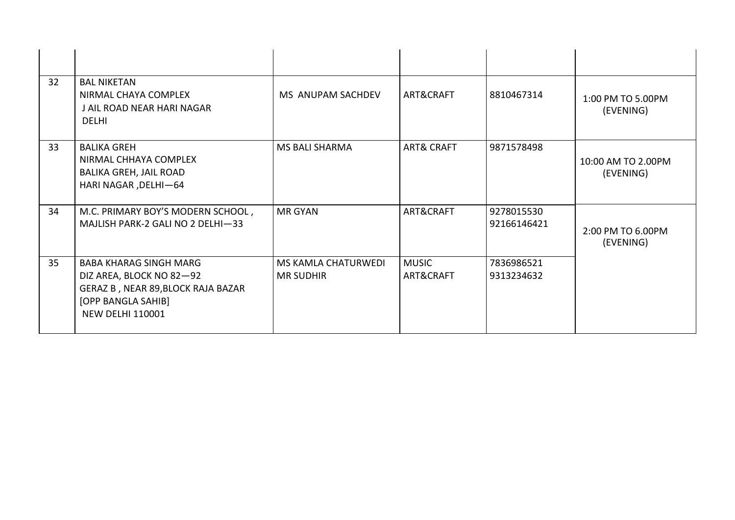| | | | | | |
|---|---|---|---|---|---|
| 32 | BAL NIKETAN<br>NIRMAL CHAYA COMPLEX<br>J AIL ROAD NEAR HARI NAGAR<br>DELHI | MS ANUPAM SACHDEV | ART&CRAFT | 8810467314 | 1:00 PM TO 5.00PM (EVENING) |
| 33 | BALIKA GREH<br>NIRMAL CHHAYA COMPLEX<br>BALIKA GREH, JAIL ROAD<br>HARI NAGAR ,DELHI—64 | MS BALI SHARMA | ART& CRAFT | 9871578498 | 10:00 AM TO 2.00PM (EVENING) |
| 34 | M.C. PRIMARY BOY'S MODERN SCHOOL ,<br>MAJLISH PARK-2 GALI NO 2 DELHI—33 | MR GYAN | ART&CRAFT | 9278015530<br>92166146421 | 2:00 PM TO 6.00PM (EVENING) |
| 35 | BABA KHARAG SINGH MARG<br>DIZ AREA, BLOCK NO 82—92<br>GERAZ B , NEAR 89,BLOCK RAJA BAZAR<br>[OPP BANGLA SAHIB]<br>NEW DELHI 110001 | MS KAMLA CHATURWEDI<br>MR SUDHIR | MUSIC<br>ART&CRAFT | 7836986521<br>9313234632 | |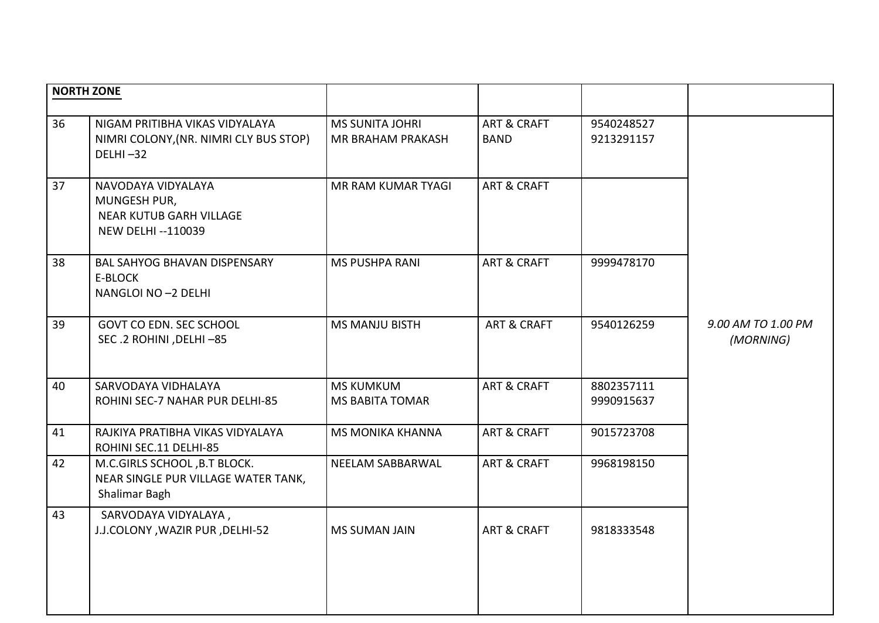| **NORTH ZONE** | | | | | |
|---|---|---|---|---|---|
| 36 | NIGAM PRITIBHA VIKAS VIDYALAYA<br>NIMRI COLONY,(NR. NIMRI CLY BUS STOP)<br>DELHI –32 | MS SUNITA JOHRI<br>MR BRAHAM PRAKASH | ART & CRAFT<br>BAND | 9540248527<br>9213291157 | *9.00 AM TO 1.00 PM (MORNING)* |
| 37 | NAVODAYA VIDYALAYA<br>MUNGESH PUR,<br>NEAR KUTUB GARH VILLAGE<br>NEW DELHI --110039 | MR RAM KUMAR TYAGI | ART & CRAFT | | |
| 38 | BAL SAHYOG BHAVAN DISPENSARY<br>E-BLOCK<br>NANGLOI NO –2 DELHI | MS PUSHPA RANI | ART & CRAFT | 9999478170 | |
| 39 | GOVT CO EDN. SEC SCHOOL<br>SEC .2 ROHINI ,DELHI –85 | MS MANJU BISTH | ART & CRAFT | 9540126259 | |
| 40 | SARVODAYA VIDHALAYA<br>ROHINI SEC-7 NAHAR PUR DELHI-85 | MS KUMKUM<br>MS BABITA TOMAR | ART & CRAFT | 8802357111<br>9990915637 | |
| 41 | RAJKIYA PRATIBHA VIKAS VIDYALAYA<br>ROHINI SEC.11 DELHI-85 | MS MONIKA KHANNA | ART & CRAFT | 9015723708 | |
| 42 | M.C.GIRLS SCHOOL ,B.T BLOCK.<br>NEAR SINGLE PUR VILLAGE WATER TANK,<br>Shalimar Bagh | NEELAM SABBARWAL | ART & CRAFT | 9968198150 | |
| 43 | SARVODAYA VIDYALAYA ,<br>J.J.COLONY ,WAZIR PUR ,DELHI-52 | MS SUMAN JAIN | ART & CRAFT | 9818333548 | |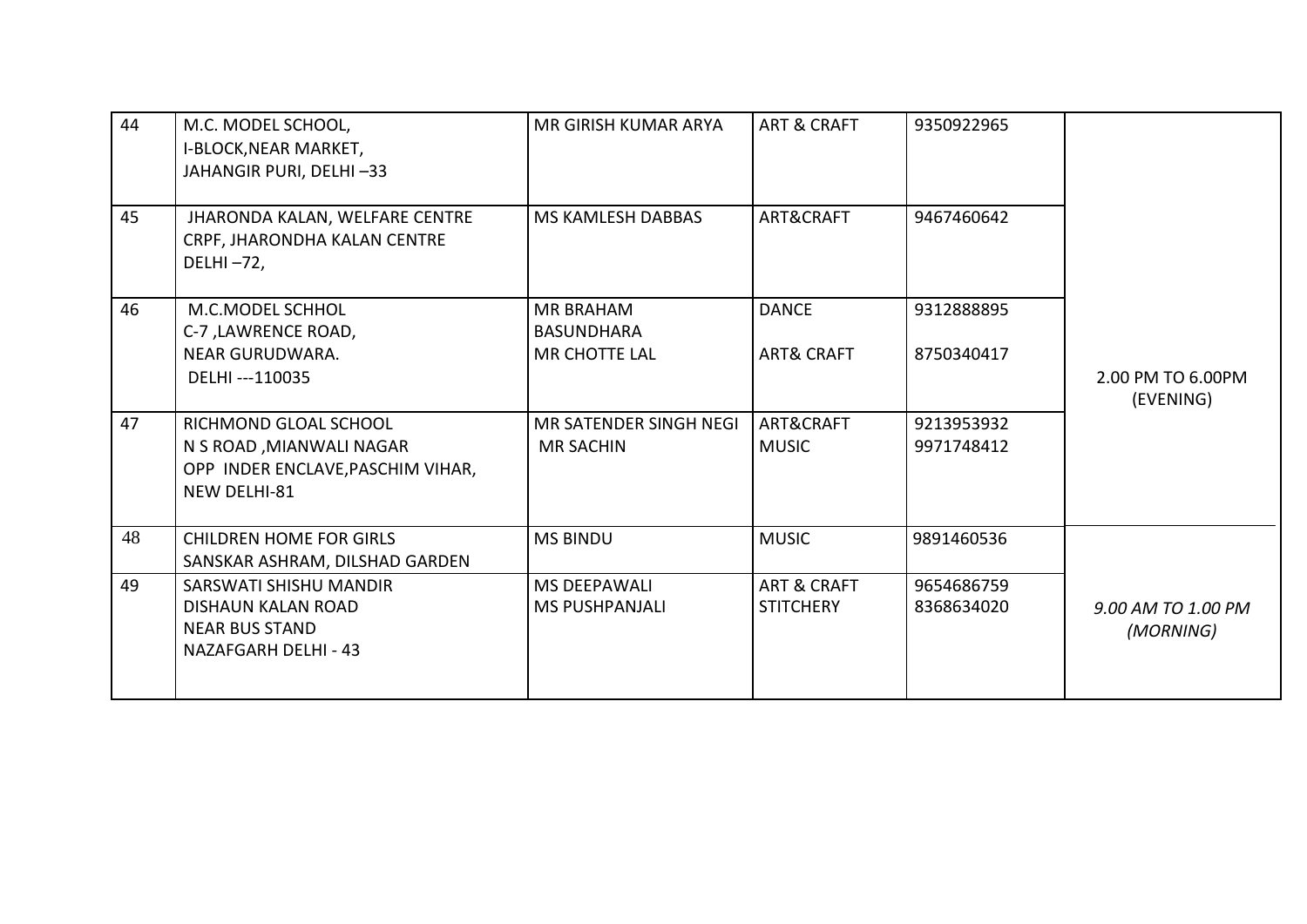| | | | | | |
|---|---|---|---|---|---|
| 44 | M.C. MODEL SCHOOL,<br>I-BLOCK,NEAR MARKET,<br>JAHANGIR PURI, DELHI –33 | MR GIRISH KUMAR ARYA | ART & CRAFT | 9350922965 | 2.00 PM TO 6.00PM (EVENING) |
| 45 | JHARONDA KALAN, WELFARE CENTRE<br>CRPF, JHARONDHA KALAN CENTRE<br>DELHI –72, | MS KAMLESH DABBAS | ART&CRAFT | 9467460642 | |
| 46 | M.C.MODEL SCHHOL<br>C-7 ,LAWRENCE ROAD,<br>NEAR GURUDWARA.<br>DELHI ---110035 | MR BRAHAM<br>BASUNDHARA<br>MR CHOTTE LAL | DANCE<br><br>ART& CRAFT | 9312888895<br><br>8750340417 | |
| 47 | RICHMOND GLOAL SCHOOL<br>N S ROAD ,MIANWALI NAGAR<br>OPP INDER ENCLAVE,PASCHIM VIHAR,<br>NEW DELHI-81 | MR SATENDER SINGH NEGI<br>MR SACHIN | ART&CRAFT<br>MUSIC | 9213953932<br>9971748412 | |
| 48 | CHILDREN HOME FOR GIRLS<br>SANSKAR ASHRAM, DILSHAD GARDEN | MS BINDU | MUSIC | 9891460536 | *9.00 AM TO 1.00 PM (MORNING)* |
| 49 | SARSWATI SHISHU MANDIR<br>DISHAUN KALAN ROAD<br>NEAR BUS STAND<br>NAZAFGARH DELHI - 43 | MS DEEPAWALI<br>MS PUSHPANJALI | ART & CRAFT<br>STITCHERY | 9654686759<br>8368634020 | |